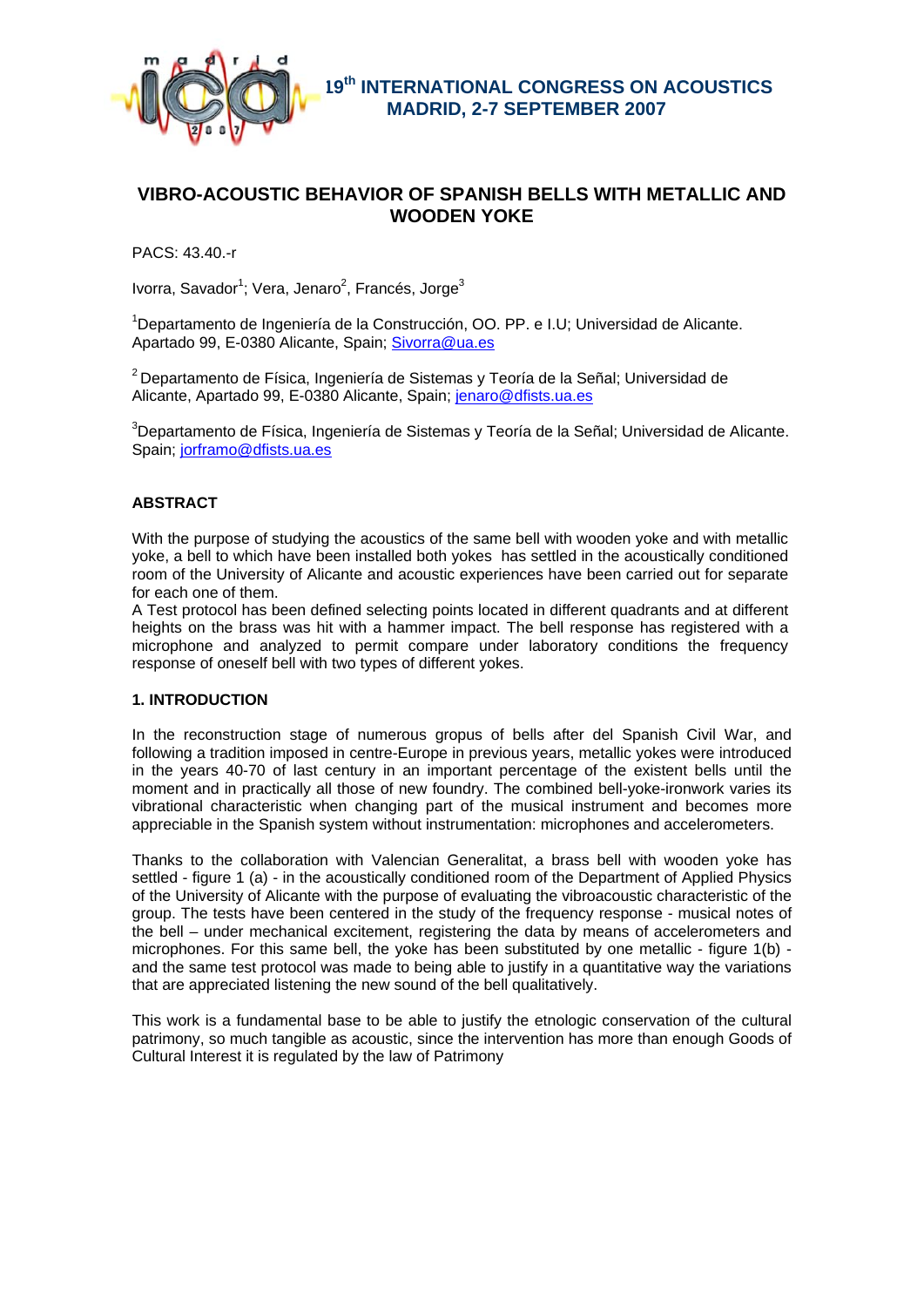# VIBRO-ACOUSTIC BEHAVIOR OF SPANISH BELLS WITH METALLIC AND WOODEN YOKE

PACS: 43.40.-r

Ivorra, Savador[1]; Vera, Jenaro[2], Francés, Jorge[3]

[1]Departamento de Ingeniería de la Construcción, OO. PP. e I.U; Universidad de Alicante. Apartado 99, E-0380 Alicante, Spain; Sivorra@ua.es

[2] Departamento de Física, Ingeniería de Sistemas y Teoría de la Señal; Universidad de Alicante, Apartado 99, E-0380 Alicante, Spain; jenaro@dfists.ua.es

[3]Departamento de Física, Ingeniería de Sistemas y Teoría de la Señal; Universidad de Alicante. Spain; jorframo@dfists.ua.es

## ABSTRACT

With the purpose of studying the acoustics of the same bell with wooden yoke and with metallic yoke, a bell to which have been installed both yokes has settled in the acoustically conditioned room of the University of Alicante and acoustic experiences have been carried out for separate for each one of them.
A Test protocol has been defined selecting points located in different quadrants and at different heights on the brass was hit with a hammer impact. The bell response has registered with a microphone and analyzed to permit compare under laboratory conditions the frequency response of oneself bell with two types of different yokes.

## 1. INTRODUCTION

In the reconstruction stage of numerous grupus of bells after del Spanish Civil War, and following a tradition imposed in centre-Europe in previous years, metallic yokes were introduced in the years 40-70 of last century in an important percentage of the existent bells until the moment and in practically all those of new foundry. The combined bell-yoke-ironwork varies its vibrational characteristic when changing part of the musical instrument and becomes more appreciable in the Spanish system without instrumentation: microphones and accelerometers.

Thanks to the collaboration with Valencian Generalitat, a brass bell with wooden yoke has settled - figure 1 (a) - in the acoustically conditioned room of the Department of Applied Physics of the University of Alicante with the purpose of evaluating the vibroacoustic characteristic of the group. The tests have been centered in the study of the frequency response - musical notes of the bell – under mechanical excitement, registering the data by means of accelerometers and microphones. For this same bell, the yoke has been substituted by one metallic - figure 1(b) - and the same test protocol was made to being able to justify in a quantitative way the variations that are appreciated listening the new sound of the bell qualitatively.

This work is a fundamental base to be able to justify the etnologic conservation of the cultural patrimony, so much tangible as acoustic, since the intervention has more than enough Goods of Cultural Interest it is regulated by the law of Patrimony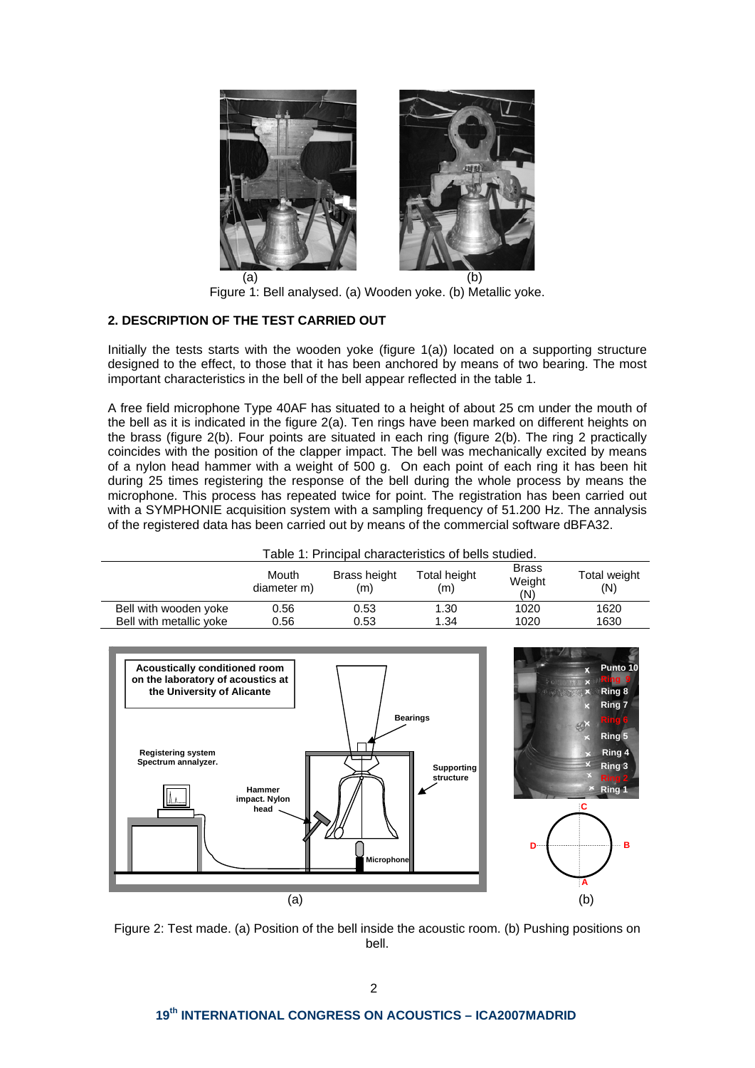(a) (b)

Figure 1: Bell analysed. (a) Wooden yoke. (b) Metallic yoke.

## 2. DESCRIPTION OF THE TEST CARRIED OUT

Initially the tests starts with the wooden yoke (figure 1(a)) located on a supporting structure designed to the effect, to those that it has been anchored by means of two bearing. The most important characteristics in the bell of the bell appear reflected in the table 1.

A free field microphone Type 40AF has situated to a height of about 25 cm under the mouth of the bell as it is indicated in the figure 2(a). Ten rings have been marked on different heights on the brass (figure 2(b). Four points are situated in each ring (figure 2(b). The ring 2 practically coincides with the position of the clapper impact. The bell was mechanically excited by means of a nylon head hammer with a weight of 500 g. On each point of each ring it has been hit during 25 times registering the response of the bell during the whole process by means the microphone. This process has repeated twice for point. The registration has been carried out with a SYMPHONIE acquisition system with a sampling frequency of 51.200 Hz. The annalysis of the registered data has been carried out by means of the commercial software dBFA32.

Table 1: Principal characteristics of bells studied.

| | Mouth diameter m) | Brass height (m) | Total height (m) | Brass Weight (N) | Total weight (N) |
|---|---|---|---|---|---|
| Bell with wooden yoke | 0.56 | 0.53 | 1.30 | 1020 | 1620 |
| Bell with metallic yoke | 0.56 | 0.53 | 1.34 | 1020 | 1630 |

(a) (b)

Figure 2: Test made. (a) Position of the bell inside the acoustic room. (b) Pushing positions on bell.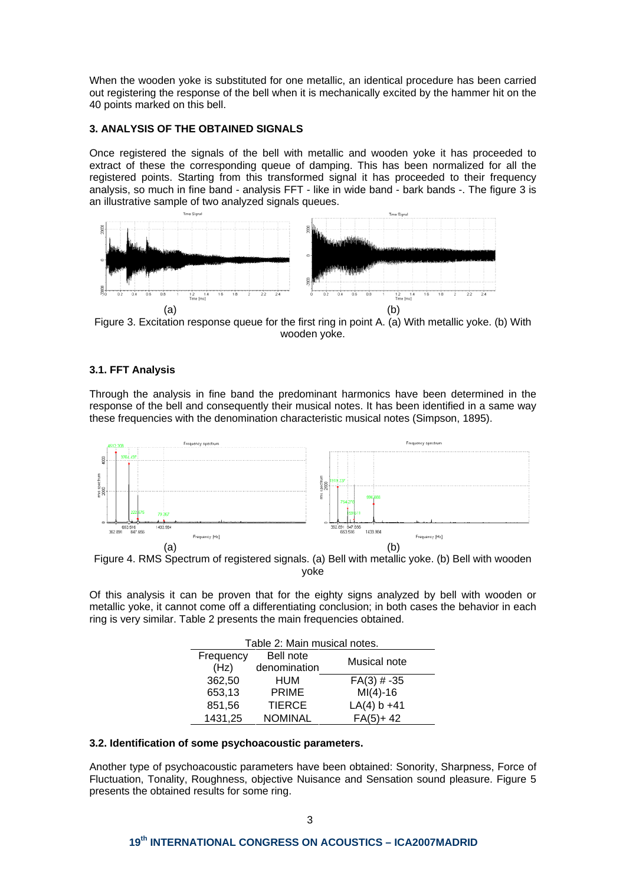When the wooden yoke is substituted for one metallic, an identical procedure has been carried out registering the response of the bell when it is mechanically excited by the hammer hit on the 40 points marked on this bell.

### 3. ANALYSIS OF THE OBTAINED SIGNALS

Once registered the signals of the bell with metallic and wooden yoke it has proceeded to extract of these the corresponding queue of damping. This has been normalized for all the registered points. Starting from this transformed signal it has proceeded to their frequency analysis, so much in fine band - analysis FFT - like in wide band - bark bands -. The figure 3 is an illustrative sample of two analyzed signals queues.

Figure 3. Excitation response queue for the first ring in point A. (a) With metallic yoke. (b) With wooden yoke.

#### 3.1. FFT Analysis

Through the analysis in fine band the predominant harmonics have been determined in the response of the bell and consequently their musical notes. It has been identified in a same way these frequencies with the denomination characteristic musical notes (Simpson, 1895).

Figure 4. RMS Spectrum of registered signals. (a) Bell with metallic yoke. (b) Bell with wooden yoke

Of this analysis it can be proven that for the eighty signs analyzed by bell with wooden or metallic yoke, it cannot come off a differentiating conclusion; in both cases the behavior in each ring is very similar. Table 2 presents the main frequencies obtained.

Table 2: Main musical notes.

| Frequency (Hz) | Bell note denomination | Musical note |
|---|---|---|
| 362,50 | HUM | FA(3) # -35 |
| 653,13 | PRIME | MI(4)-16 |
| 851,56 | TIERCE | LA(4) b +41 |
| 1431,25 | NOMINAL | FA(5)+ 42 |

#### 3.2. Identification of some psychoacoustic parameters.

Another type of psychoacoustic parameters have been obtained: Sonority, Sharpness, Force of Fluctuation, Tonality, Roughness, objective Nuisance and Sensation sound pleasure. Figure 5 presents the obtained results for some ring.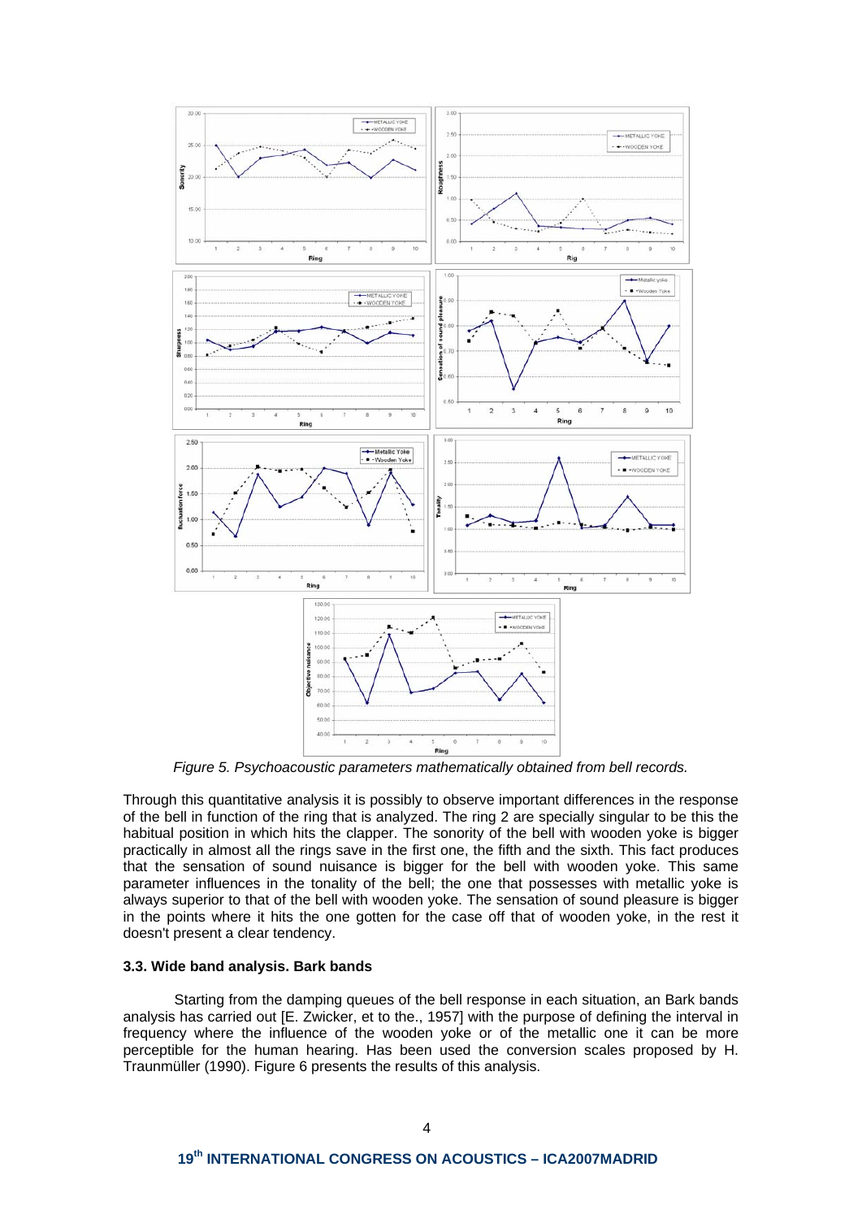*Figure 5. Psychoacoustic parameters mathematically obtained from bell records.*

Through this quantitative analysis it is possibly to observe important differences in the response of the bell in function of the ring that is analyzed. The ring 2 are specially singular to be this the habitual position in which hits the clapper. The sonority of the bell with wooden yoke is bigger practically in almost all the rings save in the first one, the fifth and the sixth. This fact produces that the sensation of sound nuisance is bigger for the bell with wooden yoke. This same parameter influences in the tonality of the bell; the one that possesses with metallic yoke is always superior to that of the bell with wooden yoke. The sensation of sound pleasure is bigger in the points where it hits the one gotten for the case off that of wooden yoke, in the rest it doesn't present a clear tendency.

### 3.3. Wide band analysis. Bark bands

Starting from the damping queues of the bell response in each situation, an Bark bands analysis has carried out [E. Zwicker, et to the., 1957] with the purpose of defining the interval in frequency where the influence of the wooden yoke or of the metallic one it can be more perceptible for the human hearing. Has been used the conversion scales proposed by H. Traunmüller (1990). Figure 6 presents the results of this analysis.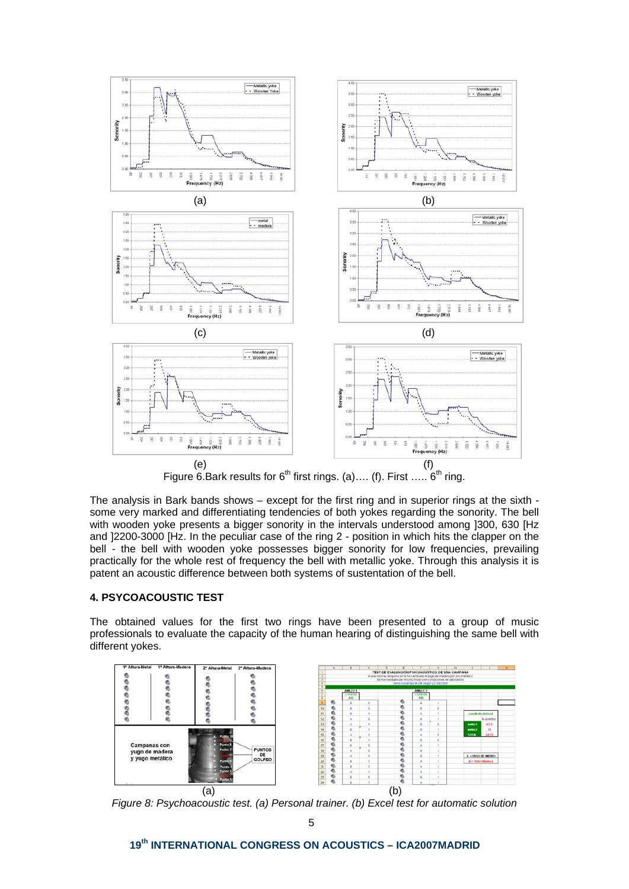(a) (b)

(c) (d)

(e) (f)

Figure 6.Bark results for 6th first rings. (a)…. (f). First ….. 6th ring.

The analysis in Bark bands shows – except for the first ring and in superior rings at the sixth - some very marked and differentiating tendencies of both yokes regarding the sonority. The bell with wooden yoke presents a bigger sonority in the intervals understood among ]300, 630 [Hz and ]2200-3000 [Hz. In the peculiar case of the ring 2 - position in which hits the clapper on the bell - the bell with wooden yoke possesses bigger sonority for low frequencies, prevailing practically for the whole rest of frequency the bell with metallic yoke. Through this analysis it is patent an acoustic difference between both systems of sustentation of the bell.

## 4. PSYCOACOUSTIC TEST

The obtained values for the first two rings have been presented to a group of music professionals to evaluate the capacity of the human hearing of distinguishing the same bell with different yokes.

(a) (b)

*Figure 8: Psychoacoustic test. (a) Personal trainer. (b) Excel test for automatic solution*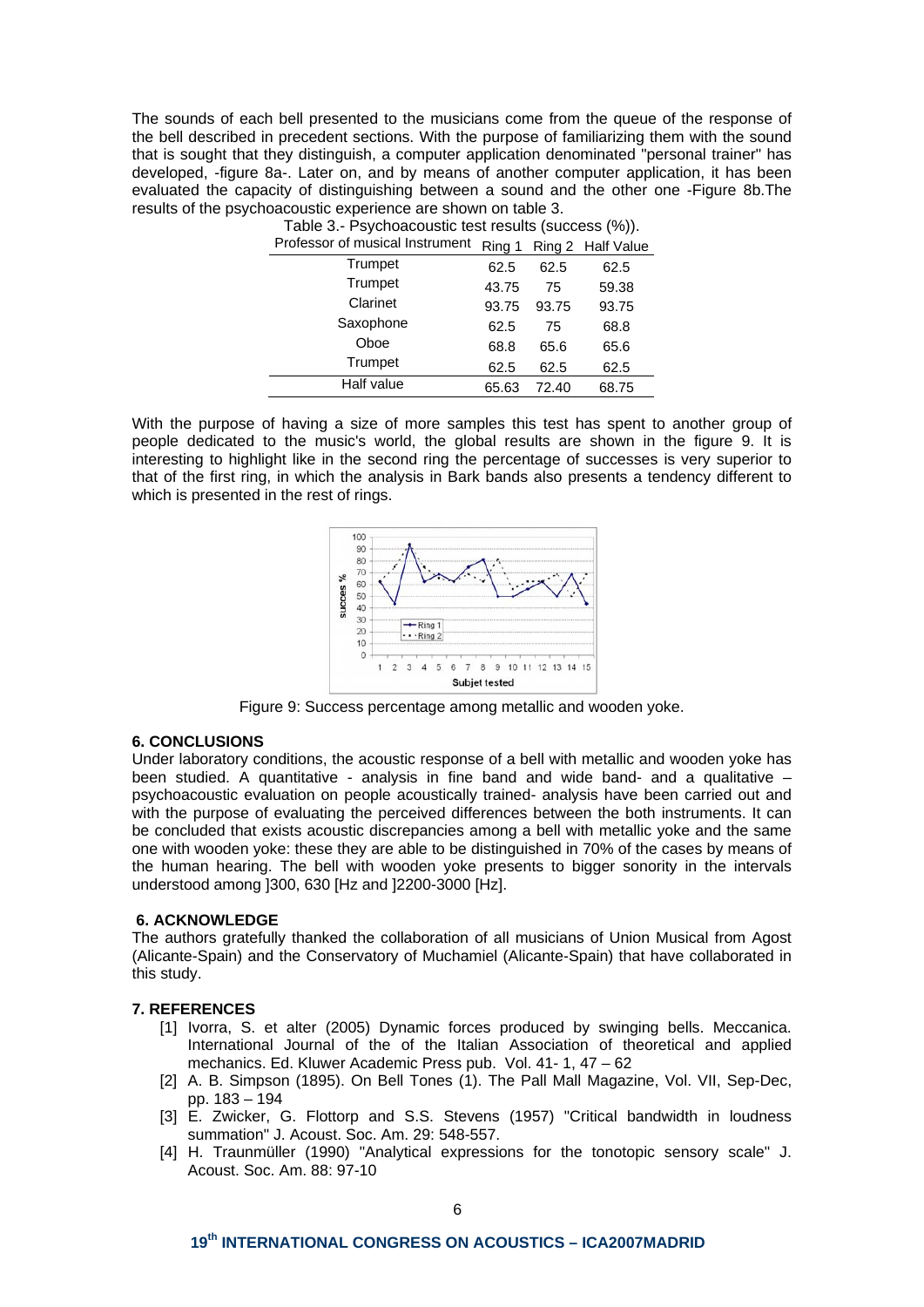The sounds of each bell presented to the musicians come from the queue of the response of the bell described in precedent sections. With the purpose of familiarizing them with the sound that is sought that they distinguish, a computer application denominated "personal trainer" has developed, -figure 8a-. Later on, and by means of another computer application, it has been evaluated the capacity of distinguishing between a sound and the other one -Figure 8b.The results of the psychoacoustic experience are shown on table 3.

Table 3.- Psychoacoustic test results (success (%)).

| Professor of musical Instrument | Ring 1 | Ring 2 | Half Value |
|---|---|---|---|
| Trumpet | 62.5 | 62.5 | 62.5 |
| Trumpet | 43.75 | 75 | 59.38 |
| Clarinet | 93.75 | 93.75 | 93.75 |
| Saxophone | 62.5 | 75 | 68.8 |
| Oboe | 68.8 | 65.6 | 65.6 |
| Trumpet | 62.5 | 62.5 | 62.5 |
| Half value | 65.63 | 72.40 | 68.75 |

With the purpose of having a size of more samples this test has spent to another group of people dedicated to the music's world, the global results are shown in the figure 9. It is interesting to highlight like in the second ring the percentage of successes is very superior to that of the first ring, in which the analysis in Bark bands also presents a tendency different to which is presented in the rest of rings.

succes %

0 10 20 30 40 50 60 70 80 90 100

Ring 1

Ring 2

1 2 3 4 5 6 7 8 9 10 11 12 13 14 15

Subjet tested

Figure 9: Success percentage among metallic and wooden yoke.

## 6. CONCLUSIONS

Under laboratory conditions, the acoustic response of a bell with metallic and wooden yoke has been studied. A quantitative - analysis in fine band and wide band- and a qualitative – psychoacoustic evaluation on people acoustically trained- analysis have been carried out and with the purpose of evaluating the perceived differences between the both instruments. It can be concluded that exists acoustic discrepancies among a bell with metallic yoke and the same one with wooden yoke: these they are able to be distinguished in 70% of the cases by means of the human hearing. The bell with wooden yoke presents to bigger sonority in the intervals understood among ]300, 630 [Hz and ]2200-3000 [Hz].

## 6. ACKNOWLEDGE

The authors gratefully thanked the collaboration of all musicians of Union Musical from Agost (Alicante-Spain) and the Conservatory of Muchamiel (Alicante-Spain) that have collaborated in this study.

## 7. REFERENCES

[1] Ivorra, S. et alter (2005) Dynamic forces produced by swinging bells. Meccanica. International Journal of the of the Italian Association of theoretical and applied mechanics. Ed. Kluwer Academic Press pub. Vol. 41- 1, 47 – 62

[2] A. B. Simpson (1895). On Bell Tones (1). The Pall Mall Magazine, Vol. VII, Sep-Dec, pp. 183 – 194

[3] E. Zwicker, G. Flottorp and S.S. Stevens (1957) "Critical bandwidth in loudness summation" J. Acoust. Soc. Am. 29: 548-557.

[4] H. Traunmüller (1990) "Analytical expressions for the tonotopic sensory scale" J. Acoust. Soc. Am. 88: 97-10